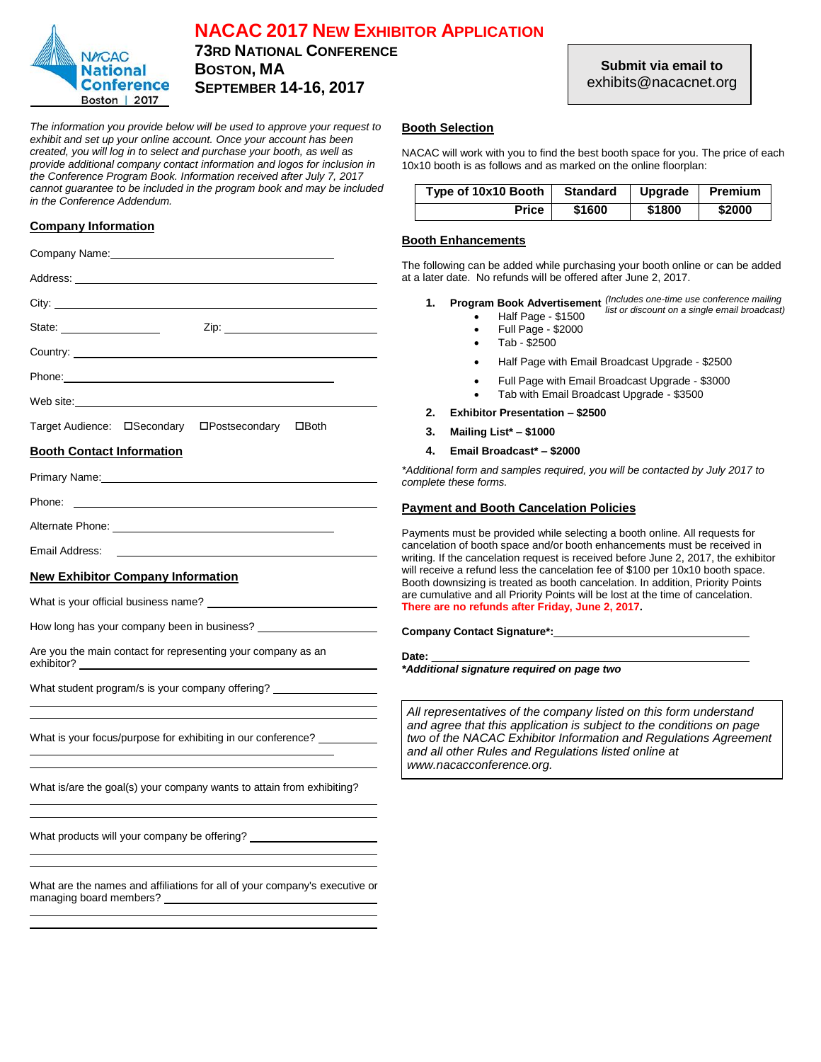# NACAC 2017 New Exhibitor Application

## 73rd National Conference
## Boston, MA
## September 14-16, 2017

**Submit via email to**
exhibits@nacacnet.org

*The information you provide below will be used to approve your request to exhibit and set up your online account. Once your account has been created, you will log in to select and purchase your booth, as well as provide additional company contact information and logos for inclusion in the Conference Program Book. Information received after July 7, 2017 cannot guarantee to be included in the program book and may be included in the Conference Addendum.*

### Company Information

Company Name: ______________________________

Address: ______________________________

City: ______________________________

State: ______________ Zip: ______________

Country: ______________________________

Phone: ______________________________

Web site: ______________________________

Target Audience: ☐Secondary ☐Postsecondary ☐Both

### Booth Contact Information

Primary Name: ______________________________

Phone: ______________________________

Alternate Phone: ______________________________

Email Address: ______________________________

### New Exhibitor Company Information

What is your official business name? ______________________________

How long has your company been in business? ______________________________

Are you the main contact for representing your company as an exhibitor? ______________________________

What student program/s is your company offering? ______________________________

What is your focus/purpose for exhibiting in our conference? ______________________________

What is/are the goal(s) your company wants to attain from exhibiting? ______________________________

What products will your company be offering? ______________________________

What are the names and affiliations for all of your company's executive or managing board members? ______________________________

### Booth Selection

NACAC will work with you to find the best booth space for you. The price of each 10x10 booth is as follows and as marked on the online floorplan:

| Type of 10x10 Booth | Standard | Upgrade | Premium |
|---|---|---|---|
| Price | $1600 | $1800 | $2000 |

### Booth Enhancements

The following can be added while purchasing your booth online or can be added at a later date. No refunds will be offered after June 2, 2017.

1. **Program Book Advertisement** *(Includes one-time use conference mailing list or discount on a single email broadcast)*
   - Half Page - $1500
   - Full Page - $2000
   - Tab - $2500
   - Half Page with Email Broadcast Upgrade - $2500
   - Full Page with Email Broadcast Upgrade - $3000
   - Tab with Email Broadcast Upgrade - $3500
2. **Exhibitor Presentation – $2500**
3. **Mailing List* – $1000**
4. **Email Broadcast* – $2000**

*\*Additional form and samples required, you will be contacted by July 2017 to complete these forms.*

### Payment and Booth Cancelation Policies

Payments must be provided while selecting a booth online. All requests for cancelation of booth space and/or booth enhancements must be received in writing. If the cancelation request is received before June 2, 2017, the exhibitor will receive a refund less the cancelation fee of $100 per 10x10 booth space. Booth downsizing is treated as booth cancelation. In addition, Priority Points are cumulative and all Priority Points will be lost at the time of cancelation. **There are no refunds after Friday, June 2, 2017.**

**Company Contact Signature\*:** ______________________________

**Date:** ______________________________

***\*Additional signature required on page two***

*All representatives of the company listed on this form understand and agree that this application is subject to the conditions on page two of the NACAC Exhibitor Information and Regulations Agreement and all other Rules and Regulations listed online at www.nacacconference.org.*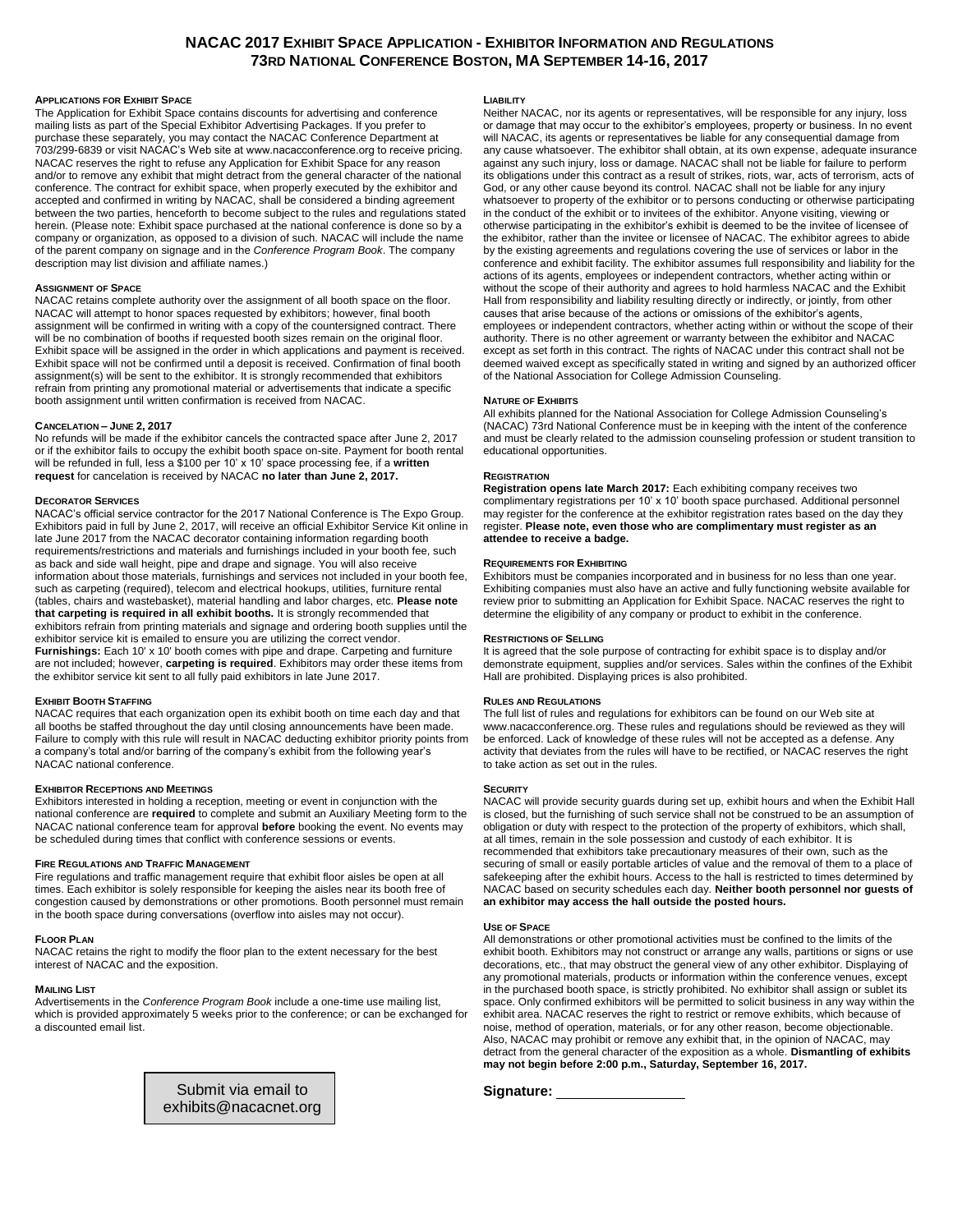# NACAC 2017 Exhibit Space Application - Exhibitor Information and Regulations
## 73rd National Conference Boston, MA September 14-16, 2017

#### Applications for Exhibit Space

The Application for Exhibit Space contains discounts for advertising and conference mailing lists as part of the Special Exhibitor Advertising Packages. If you prefer to purchase these separately, you may contact the NACAC Conference Department at 703/299-6839 or visit NACAC's Web site at www.nacacconference.org to receive pricing. NACAC reserves the right to refuse any Application for Exhibit Space for any reason and/or to remove any exhibit that might detract from the general character of the national conference. The contract for exhibit space, when properly executed by the exhibitor and accepted and confirmed in writing by NACAC, shall be considered a binding agreement between the two parties, henceforth to become subject to the rules and regulations stated herein. (Please note: Exhibit space purchased at the national conference is done so by a company or organization, as opposed to a division of such. NACAC will include the name of the parent company on signage and in the *Conference Program Book*. The company description may list division and affiliate names.)

#### Assignment of Space

NACAC retains complete authority over the assignment of all booth space on the floor. NACAC will attempt to honor spaces requested by exhibitors; however, final booth assignment will be confirmed in writing with a copy of the countersigned contract. There will be no combination of booths if requested booth sizes remain on the original floor. Exhibit space will be assigned in the order in which applications and payment is received. Exhibit space will not be confirmed until a deposit is received. Confirmation of final booth assignment(s) will be sent to the exhibitor. It is strongly recommended that exhibitors refrain from printing any promotional material or advertisements that indicate a specific booth assignment until written confirmation is received from NACAC.

#### Cancelation – June 2, 2017

No refunds will be made if the exhibitor cancels the contracted space after June 2, 2017 or if the exhibitor fails to occupy the exhibit booth space on-site. Payment for booth rental will be refunded in full, less a \$100 per 10' x 10' space processing fee, if a **written request** for cancelation is received by NACAC **no later than June 2, 2017.**

#### Decorator Services

NACAC's official service contractor for the 2017 National Conference is The Expo Group. Exhibitors paid in full by June 2, 2017, will receive an official Exhibitor Service Kit online in late June 2017 from the NACAC decorator containing information regarding booth requirements/restrictions and materials and furnishings included in your booth fee, such as back and side wall height, pipe and drape and signage. You will also receive information about those materials, furnishings and services not included in your booth fee, such as carpeting (required), telecom and electrical hookups, utilities, furniture rental (tables, chairs and wastebasket), material handling and labor charges, etc. **Please note that carpeting is required in all exhibit booths.** It is strongly recommended that exhibitors refrain from printing materials and signage and ordering booth supplies until the exhibitor service kit is emailed to ensure you are utilizing the correct vendor.
**Furnishings:** Each 10' x 10' booth comes with pipe and drape. Carpeting and furniture are not included; however, **carpeting is required**. Exhibitors may order these items from the exhibitor service kit sent to all fully paid exhibitors in late June 2017.

#### Exhibit Booth Staffing

NACAC requires that each organization open its exhibit booth on time each day and that all booths be staffed throughout the day until closing announcements have been made. Failure to comply with this rule will result in NACAC deducting exhibitor priority points from a company's total and/or barring of the company's exhibit from the following year's NACAC national conference.

#### Exhibitor Receptions and Meetings

Exhibitors interested in holding a reception, meeting or event in conjunction with the national conference are **required** to complete and submit an Auxiliary Meeting form to the NACAC national conference team for approval **before** booking the event. No events may be scheduled during times that conflict with conference sessions or events.

#### Fire Regulations and Traffic Management

Fire regulations and traffic management require that exhibit floor aisles be open at all times. Each exhibitor is solely responsible for keeping the aisles near its booth free of congestion caused by demonstrations or other promotions. Booth personnel must remain in the booth space during conversations (overflow into aisles may not occur).

#### Floor Plan

NACAC retains the right to modify the floor plan to the extent necessary for the best interest of NACAC and the exposition.

#### Mailing List

Advertisements in the *Conference Program Book* include a one-time use mailing list, which is provided approximately 5 weeks prior to the conference; or can be exchanged for a discounted email list.

Submit via email to exhibits@nacacnet.org

#### Liability

Neither NACAC, nor its agents or representatives, will be responsible for any injury, loss or damage that may occur to the exhibitor's employees, property or business. In no event will NACAC, its agents or representatives be liable for any consequential damage from any cause whatsoever. The exhibitor shall obtain, at its own expense, adequate insurance against any such injury, loss or damage. NACAC shall not be liable for failure to perform its obligations under this contract as a result of strikes, riots, war, acts of terrorism, acts of God, or any other cause beyond its control. NACAC shall not be liable for any injury whatsoever to property of the exhibitor or to persons conducting or otherwise participating in the conduct of the exhibit or to invitees of the exhibitor. Anyone visiting, viewing or otherwise participating in the exhibitor's exhibit is deemed to be the invitee of licensee of the exhibitor, rather than the invitee or licensee of NACAC. The exhibitor agrees to abide by the existing agreements and regulations covering the use of services or labor in the conference and exhibit facility. The exhibitor assumes full responsibility and liability for the actions of its agents, employees or independent contractors, whether acting within or without the scope of their authority and agrees to hold harmless NACAC and the Exhibit Hall from responsibility and liability resulting directly or indirectly, or jointly, from other causes that arise because of the actions or omissions of the exhibitor's agents, employees or independent contractors, whether acting within or without the scope of their authority. There is no other agreement or warranty between the exhibitor and NACAC except as set forth in this contract. The rights of NACAC under this contract shall not be deemed waived except as specifically stated in writing and signed by an authorized officer of the National Association for College Admission Counseling.

#### Nature of Exhibits

All exhibits planned for the National Association for College Admission Counseling's (NACAC) 73rd National Conference must be in keeping with the intent of the conference and must be clearly related to the admission counseling profession or student transition to educational opportunities.

#### Registration

**Registration opens late March 2017:** Each exhibiting company receives two complimentary registrations per 10' x 10' booth space purchased. Additional personnel may register for the conference at the exhibitor registration rates based on the day they register. **Please note, even those who are complimentary must register as an attendee to receive a badge.**

#### Requirements for Exhibiting

Exhibitors must be companies incorporated and in business for no less than one year. Exhibiting companies must also have an active and fully functioning website available for review prior to submitting an Application for Exhibit Space. NACAC reserves the right to determine the eligibility of any company or product to exhibit in the conference.

#### Restrictions of Selling

It is agreed that the sole purpose of contracting for exhibit space is to display and/or demonstrate equipment, supplies and/or services. Sales within the confines of the Exhibit Hall are prohibited. Displaying prices is also prohibited.

#### Rules and Regulations

The full list of rules and regulations for exhibitors can be found on our Web site at www.nacacconference.org. These rules and regulations should be reviewed as they will be enforced. Lack of knowledge of these rules will not be accepted as a defense. Any activity that deviates from the rules will have to be rectified, or NACAC reserves the right to take action as set out in the rules.

#### Security

NACAC will provide security guards during set up, exhibit hours and when the Exhibit Hall is closed, but the furnishing of such service shall not be construed to be an assumption of obligation or duty with respect to the protection of the property of exhibitors, which shall, at all times, remain in the sole possession and custody of each exhibitor. It is recommended that exhibitors take precautionary measures of their own, such as the securing of small or easily portable articles of value and the removal of them to a place of safekeeping after the exhibit hours. Access to the hall is restricted to times determined by NACAC based on security schedules each day. **Neither booth personnel nor guests of an exhibitor may access the hall outside the posted hours.**

#### Use of Space

All demonstrations or other promotional activities must be confined to the limits of the exhibit booth. Exhibitors may not construct or arrange any walls, partitions or signs or use decorations, etc., that may obstruct the general view of any other exhibitor. Displaying of any promotional materials, products or information within the conference venues, except in the purchased booth space, is strictly prohibited. No exhibitor shall assign or sublet its space. Only confirmed exhibitors will be permitted to solicit business in any way within the exhibit area. NACAC reserves the right to restrict or remove exhibits, which because of noise, method of operation, materials, or for any other reason, become objectionable. Also, NACAC may prohibit or remove any exhibit that, in the opinion of NACAC, may detract from the general character of the exposition as a whole. **Dismantling of exhibits may not begin before 2:00 p.m., Saturday, September 16, 2017.**

**Signature:** ________________